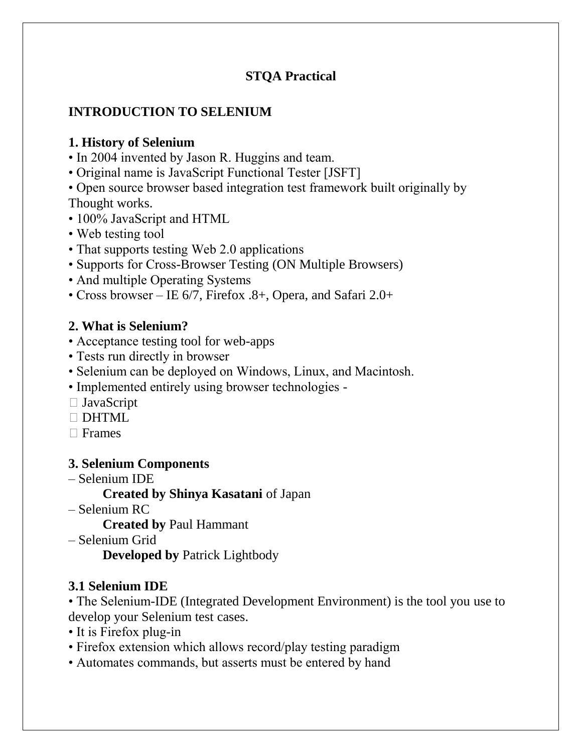# STQA Practical

## INTRODUCTION TO SELENIUM

### 1. History of Selenium

• In 2004 invented by Jason R. Huggins and team.
• Original name is JavaScript Functional Tester [JSFT]
• Open source browser based integration test framework built originally by Thought works.
• 100% JavaScript and HTML
• Web testing tool
• That supports testing Web 2.0 applications
• Supports for Cross-Browser Testing (ON Multiple Browsers)
• And multiple Operating Systems
• Cross browser – IE 6/7, Firefox .8+, Opera, and Safari 2.0+

### 2. What is Selenium?

• Acceptance testing tool for web-apps
• Tests run directly in browser
• Selenium can be deployed on Windows, Linux, and Macintosh.
• Implemented entirely using browser technologies -
 JavaScript
 DHTML
 Frames

### 3. Selenium Components

– Selenium IDE
 **Created by Shinya Kasatani** of Japan
– Selenium RC
 **Created by** Paul Hammant
– Selenium Grid
 **Developed by** Patrick Lightbody

### 3.1 Selenium IDE

• The Selenium-IDE (Integrated Development Environment) is the tool you use to develop your Selenium test cases.
• It is Firefox plug-in
• Firefox extension which allows record/play testing paradigm
• Automates commands, but asserts must be entered by hand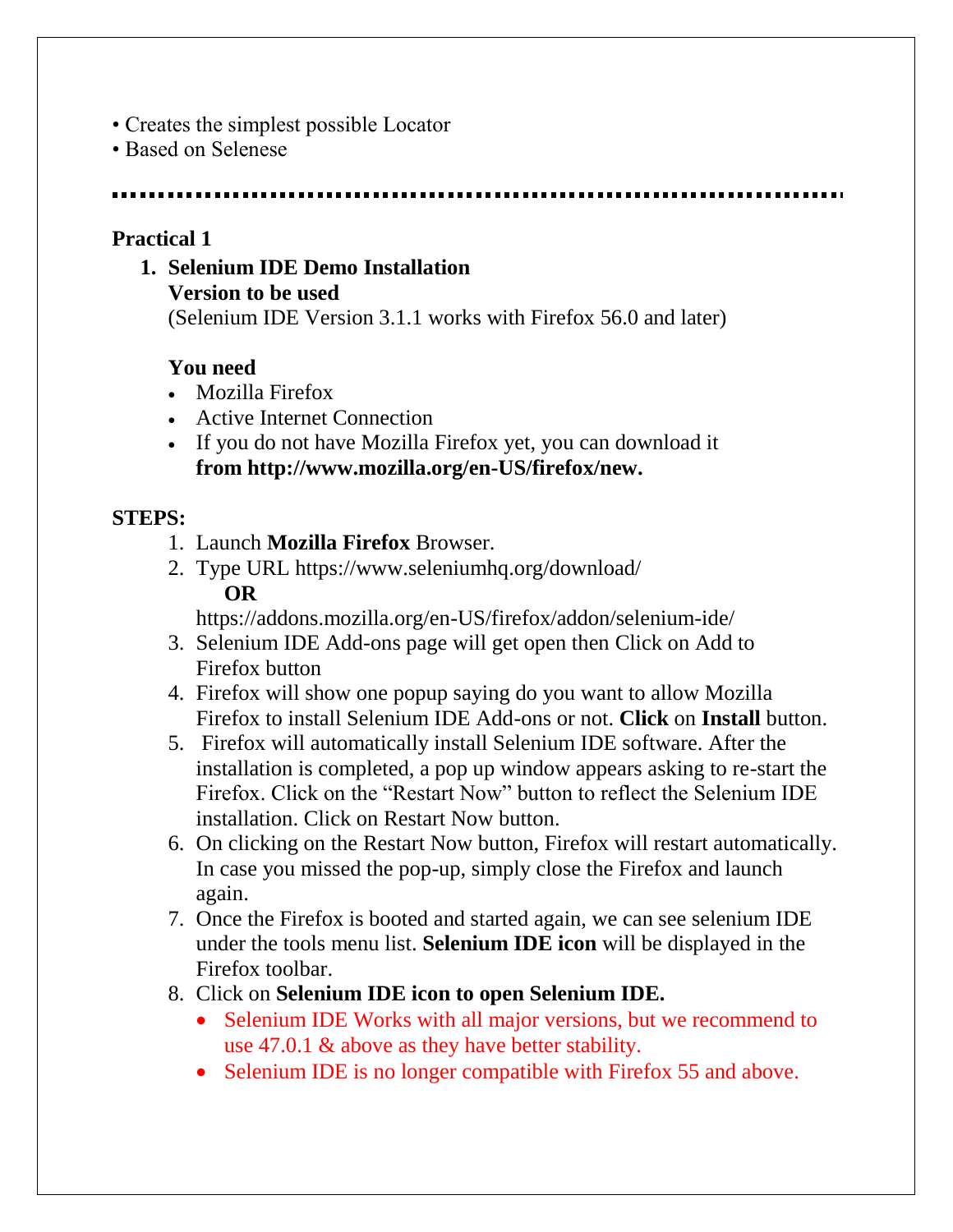• Creates the simplest possible Locator
• Based on Selenese

---

**Practical 1**

1. **Selenium IDE Demo Installation**
   **Version to be used**
   (Selenium IDE Version 3.1.1 works with Firefox 56.0 and later)

   **You need**
   - Mozilla Firefox
   - Active Internet Connection
   - If you do not have Mozilla Firefox yet, you can download it **from http://www.mozilla.org/en-US/firefox/new.**

**STEPS:**

1. Launch **Mozilla Firefox** Browser.
2. Type URL https://www.seleniumhq.org/download/
   **OR**
   https://addons.mozilla.org/en-US/firefox/addon/selenium-ide/
3. Selenium IDE Add-ons page will get open then Click on Add to Firefox button
4. Firefox will show one popup saying do you want to allow Mozilla Firefox to install Selenium IDE Add-ons or not. **Click** on **Install** button.
5. Firefox will automatically install Selenium IDE software. After the installation is completed, a pop up window appears asking to re-start the Firefox. Click on the "Restart Now" button to reflect the Selenium IDE installation. Click on Restart Now button.
6. On clicking on the Restart Now button, Firefox will restart automatically. In case you missed the pop-up, simply close the Firefox and launch again.
7. Once the Firefox is booted and started again, we can see selenium IDE under the tools menu list. **Selenium IDE icon** will be displayed in the Firefox toolbar.
8. Click on **Selenium IDE icon to open Selenium IDE.**
   - Selenium IDE Works with all major versions, but we recommend to use 47.0.1 & above as they have better stability.
   - Selenium IDE is no longer compatible with Firefox 55 and above.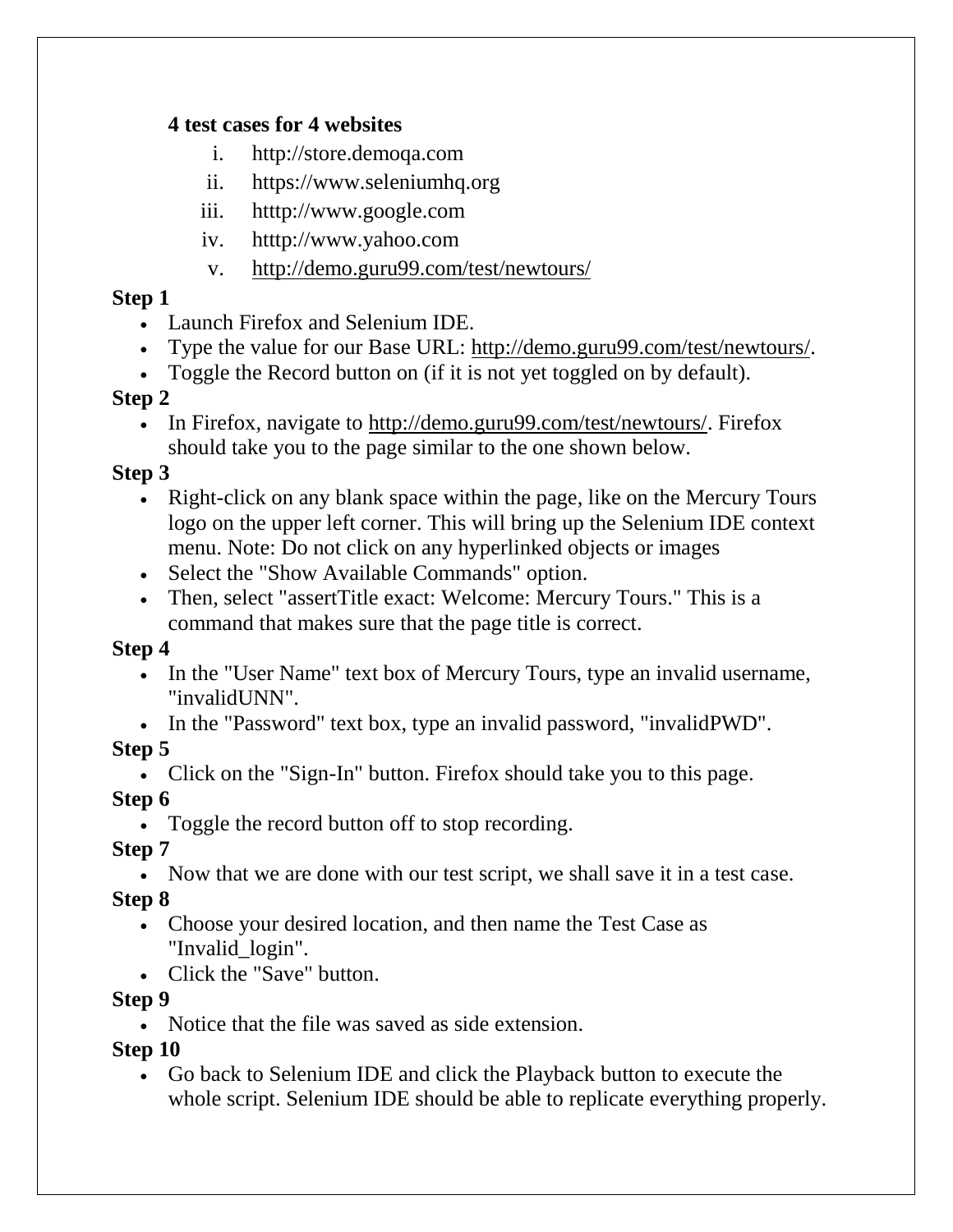**4 test cases for 4 websites**

i. http://store.demoqa.com
ii. https://www.seleniumhq.org
iii. htttp://www.google.com
iv. htttp://www.yahoo.com
v. http://demo.guru99.com/test/newtours/

**Step 1**

- Launch Firefox and Selenium IDE.
- Type the value for our Base URL: http://demo.guru99.com/test/newtours/.
- Toggle the Record button on (if it is not yet toggled on by default).

**Step 2**

- In Firefox, navigate to http://demo.guru99.com/test/newtours/. Firefox should take you to the page similar to the one shown below.

**Step 3**

- Right-click on any blank space within the page, like on the Mercury Tours logo on the upper left corner. This will bring up the Selenium IDE context menu. Note: Do not click on any hyperlinked objects or images
- Select the "Show Available Commands" option.
- Then, select "assertTitle exact: Welcome: Mercury Tours." This is a command that makes sure that the page title is correct.

**Step 4**

- In the "User Name" text box of Mercury Tours, type an invalid username, "invalidUNN".
- In the "Password" text box, type an invalid password, "invalidPWD".

**Step 5**

- Click on the "Sign-In" button. Firefox should take you to this page.

**Step 6**

- Toggle the record button off to stop recording.

**Step 7**

- Now that we are done with our test script, we shall save it in a test case.

**Step 8**

- Choose your desired location, and then name the Test Case as "Invalid_login".
- Click the "Save" button.

**Step 9**

- Notice that the file was saved as side extension.

**Step 10**

- Go back to Selenium IDE and click the Playback button to execute the whole script. Selenium IDE should be able to replicate everything properly.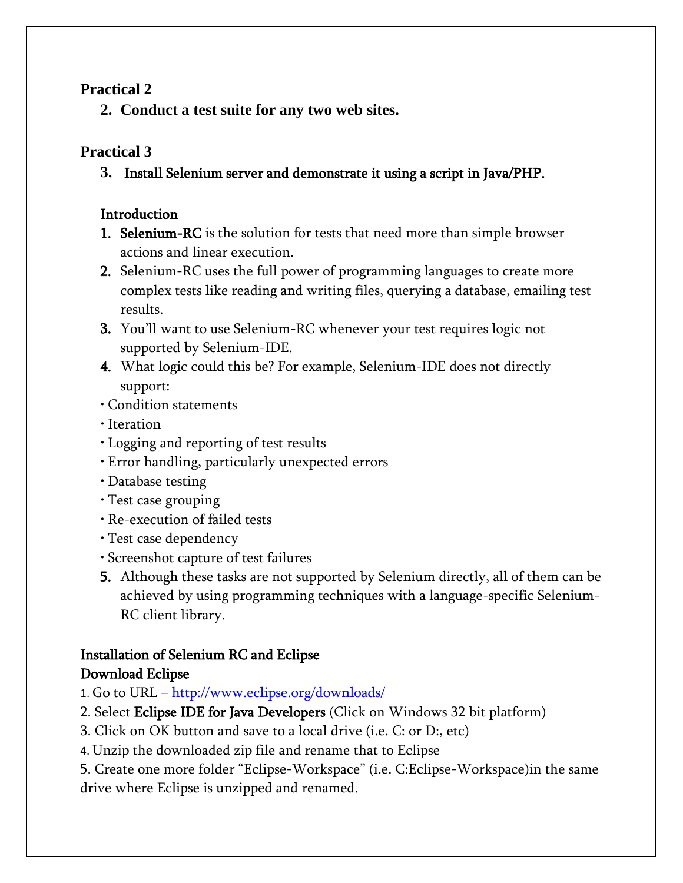## Practical 2

2. **Conduct a test suite for any two web sites.**

## Practical 3

3. **Install Selenium server and demonstrate it using a script in Java/PHP.**

### Introduction

1. **Selenium-RC** is the solution for tests that need more than simple browser actions and linear execution.
2. Selenium-RC uses the full power of programming languages to create more complex tests like reading and writing files, querying a database, emailing test results.
3. You'll want to use Selenium-RC whenever your test requires logic not supported by Selenium-IDE.
4. What logic could this be? For example, Selenium-IDE does not directly support:

- Condition statements
- Iteration
- Logging and reporting of test results
- Error handling, particularly unexpected errors
- Database testing
- Test case grouping
- Re-execution of failed tests
- Test case dependency
- Screenshot capture of test failures

5. Although these tasks are not supported by Selenium directly, all of them can be achieved by using programming techniques with a language-specific Selenium-RC client library.

### Installation of Selenium RC and Eclipse

### Download Eclipse

1. Go to URL – http://www.eclipse.org/downloads/
2. Select **Eclipse IDE for Java Developers** (Click on Windows 32 bit platform)
3. Click on OK button and save to a local drive (i.e. C: or D:, etc)
4. Unzip the downloaded zip file and rename that to Eclipse
5. Create one more folder "Eclipse-Workspace" (i.e. C:Eclipse-Workspace)in the same drive where Eclipse is unzipped and renamed.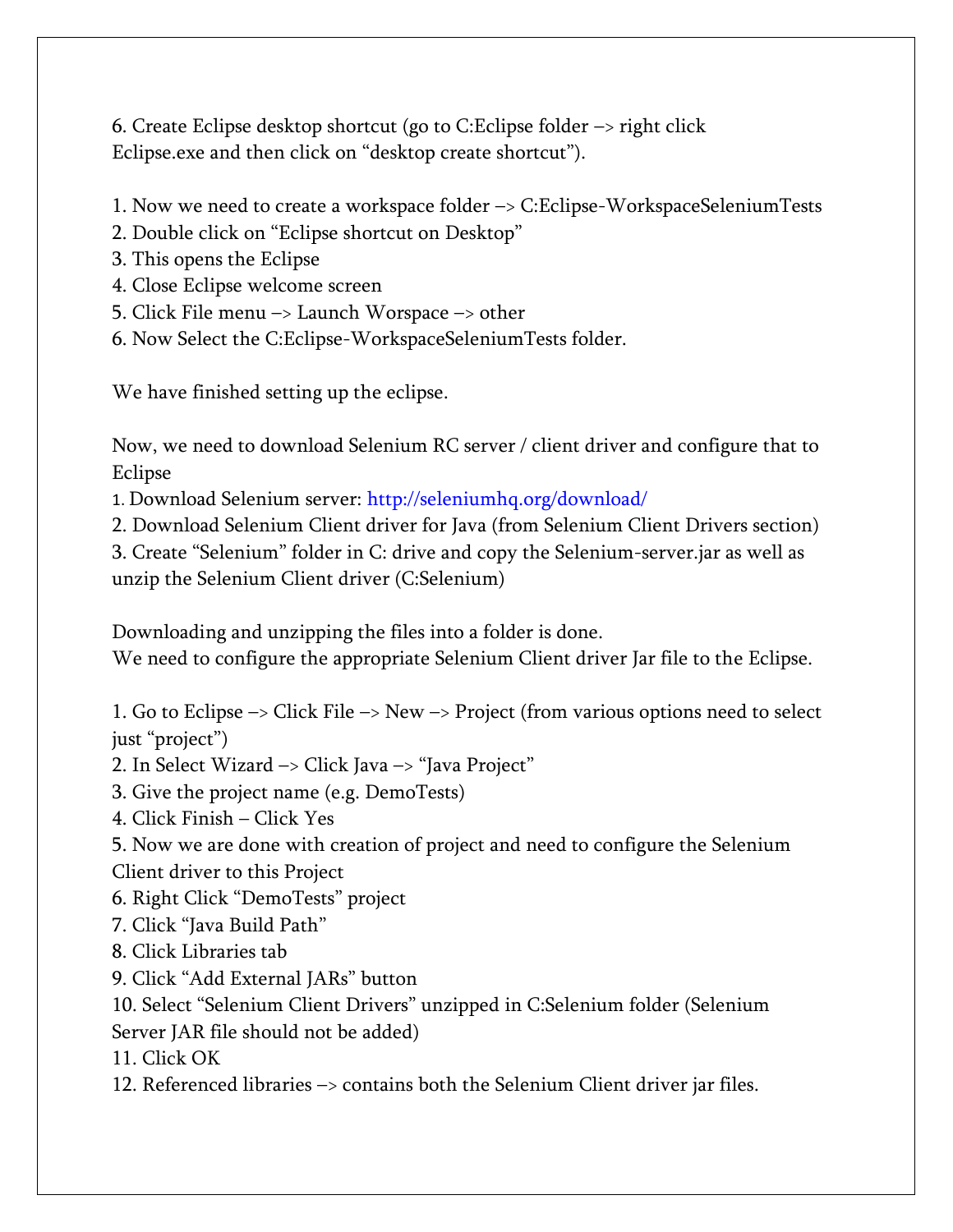6. Create Eclipse desktop shortcut (go to C:Eclipse folder –> right click Eclipse.exe and then click on "desktop create shortcut").

1. Now we need to create a workspace folder –> C:Eclipse-WorkspaceSeleniumTests
2. Double click on "Eclipse shortcut on Desktop"
3. This opens the Eclipse
4. Close Eclipse welcome screen
5. Click File menu –> Launch Worspace –> other
6. Now Select the C:Eclipse-WorkspaceSeleniumTests folder.

We have finished setting up the eclipse.

Now, we need to download Selenium RC server / client driver and configure that to Eclipse

1. Download Selenium server: http://seleniumhq.org/download/
2. Download Selenium Client driver for Java (from Selenium Client Drivers section)
3. Create "Selenium" folder in C: drive and copy the Selenium-server.jar as well as unzip the Selenium Client driver (C:Selenium)

Downloading and unzipping the files into a folder is done.
We need to configure the appropriate Selenium Client driver Jar file to the Eclipse.

1. Go to Eclipse –> Click File –> New –> Project (from various options need to select just "project")
2. In Select Wizard –> Click Java –> "Java Project"
3. Give the project name (e.g. DemoTests)
4. Click Finish – Click Yes
5. Now we are done with creation of project and need to configure the Selenium Client driver to this Project
6. Right Click "DemoTests" project
7. Click "Java Build Path"
8. Click Libraries tab
9. Click "Add External JARs" button
10. Select "Selenium Client Drivers" unzipped in C:Selenium folder (Selenium Server JAR file should not be added)
11. Click OK
12. Referenced libraries –> contains both the Selenium Client driver jar files.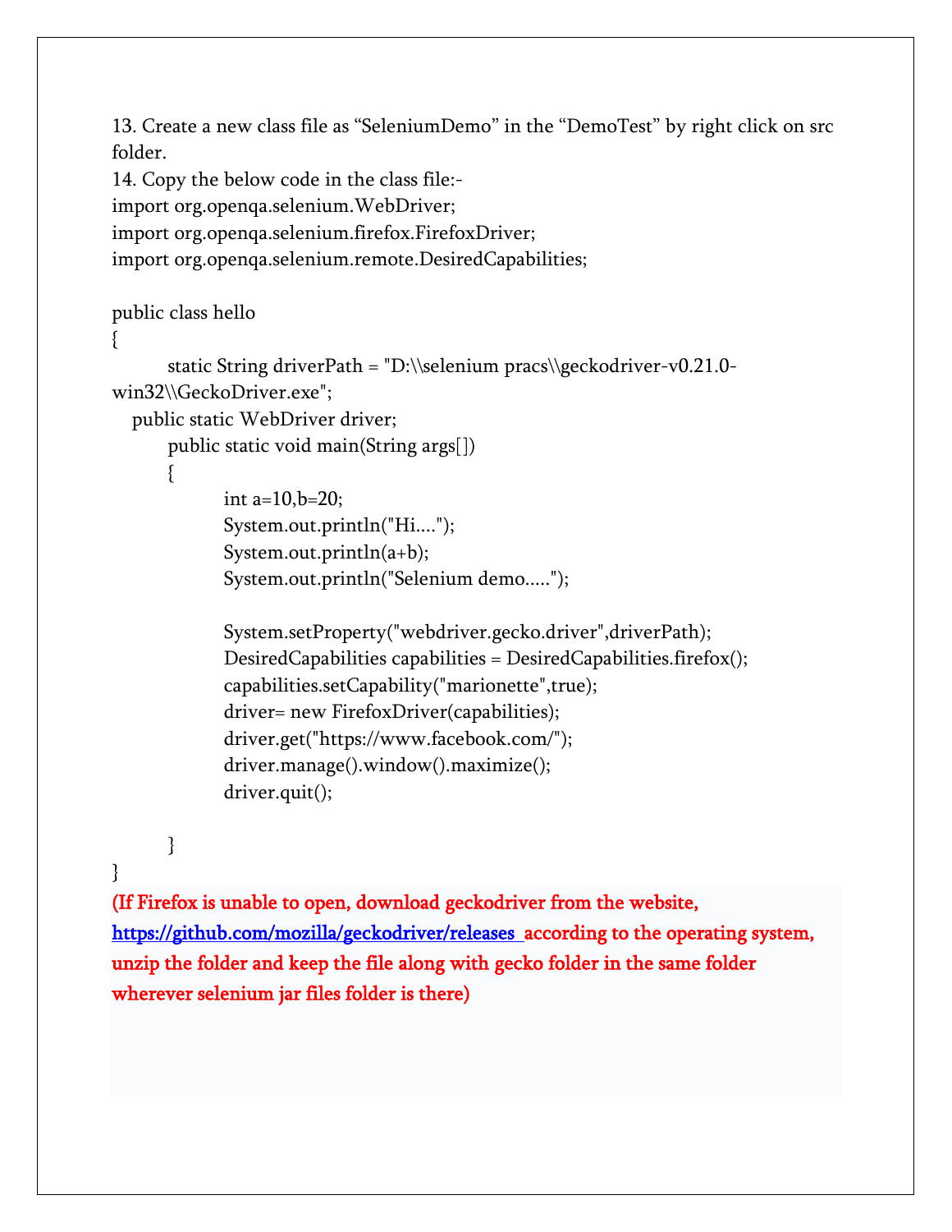13. Create a new class file as "SeleniumDemo" in the "DemoTest" by right click on src folder.

14. Copy the below code in the class file:-

```
import org.openqa.selenium.WebDriver;
import org.openqa.selenium.firefox.FirefoxDriver;
import org.openqa.selenium.remote.DesiredCapabilities;

public class hello
{
        static String driverPath = "D:\\selenium pracs\\geckodriver-v0.21.0-win32\\GeckoDriver.exe";
    public static WebDriver driver;
        public static void main(String args[])
        {
                int a=10,b=20;
                System.out.println("Hi....");
                System.out.println(a+b);
                System.out.println("Selenium demo.....");

                System.setProperty("webdriver.gecko.driver",driverPath);
                DesiredCapabilities capabilities = DesiredCapabilities.firefox();
                capabilities.setCapability("marionette",true);
                driver= new FirefoxDriver(capabilities);
                driver.get("https://www.facebook.com/");
                driver.manage().window().maximize();
                driver.quit();

        }
}
```

**(If Firefox is unable to open, download geckodriver from the website, [https://github.com/mozilla/geckodriver/releases](https://github.com/mozilla/geckodriver/releases) according to the operating system, unzip the folder and keep the file along with gecko folder in the same folder wherever selenium jar files folder is there)**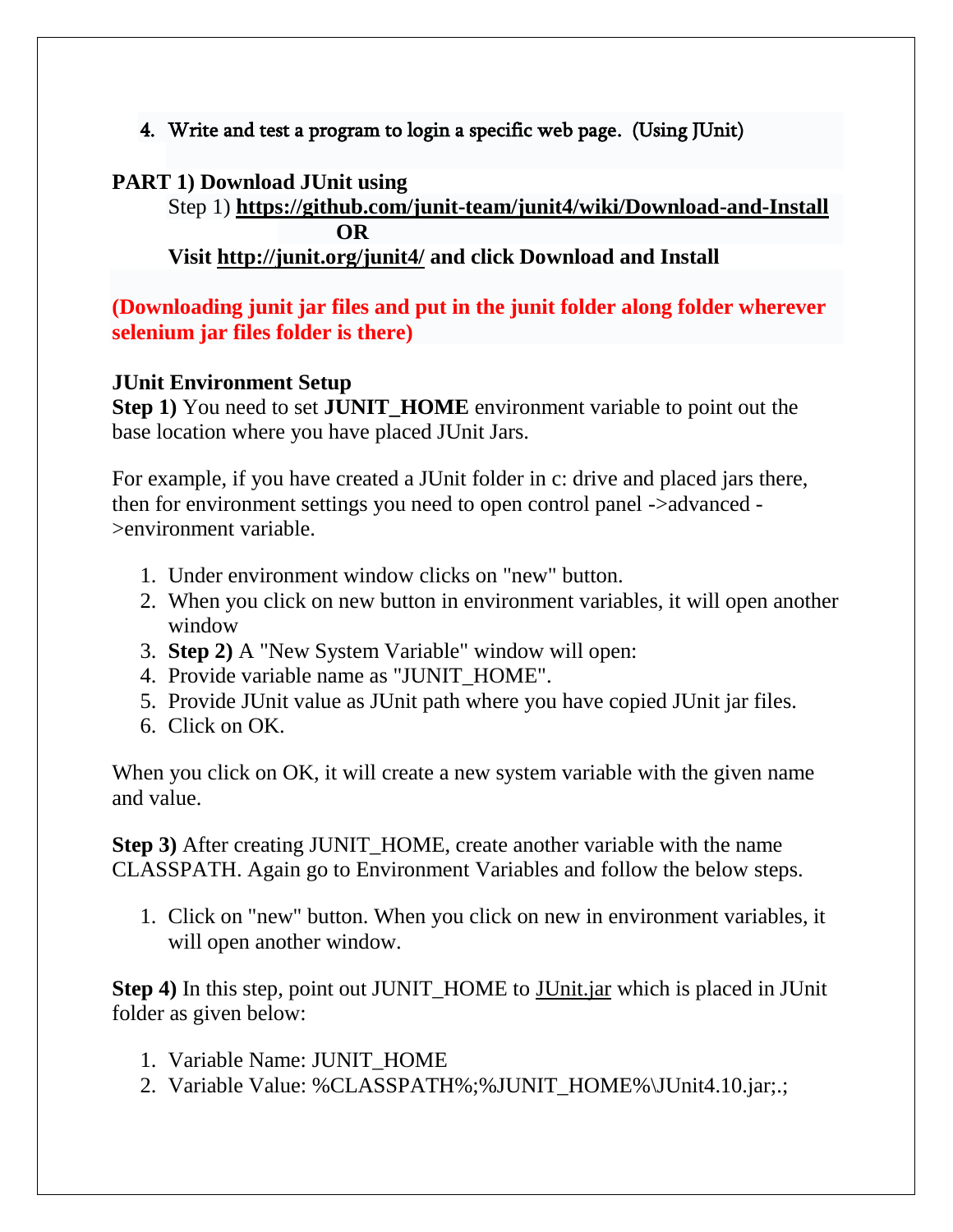4. Write and test a program to login a specific web page. (Using JUnit)

**PART 1) Download JUnit using**

Step 1) **https://github.com/junit-team/junit4/wiki/Download-and-Install**

**OR**

**Visit http://junit.org/junit4/ and click Download and Install**

**(Downloading junit jar files and put in the junit folder along folder wherever selenium jar files folder is there)**

**JUnit Environment Setup**

**Step 1)** You need to set **JUNIT_HOME** environment variable to point out the base location where you have placed JUnit Jars.

For example, if you have created a JUnit folder in c: drive and placed jars there, then for environment settings you need to open control panel ->advanced ->environment variable.

1. Under environment window clicks on "new" button.
2. When you click on new button in environment variables, it will open another window
3. **Step 2)** A "New System Variable" window will open:
4. Provide variable name as "JUNIT_HOME".
5. Provide JUnit value as JUnit path where you have copied JUnit jar files.
6. Click on OK.

When you click on OK, it will create a new system variable with the given name and value.

**Step 3)** After creating JUNIT_HOME, create another variable with the name CLASSPATH. Again go to Environment Variables and follow the below steps.

1. Click on "new" button. When you click on new in environment variables, it will open another window.

**Step 4)** In this step, point out JUNIT_HOME to JUnit.jar which is placed in JUnit folder as given below:

1. Variable Name: JUNIT_HOME
2. Variable Value: %CLASSPATH%;%JUNIT_HOME%\JUnit4.10.jar;.;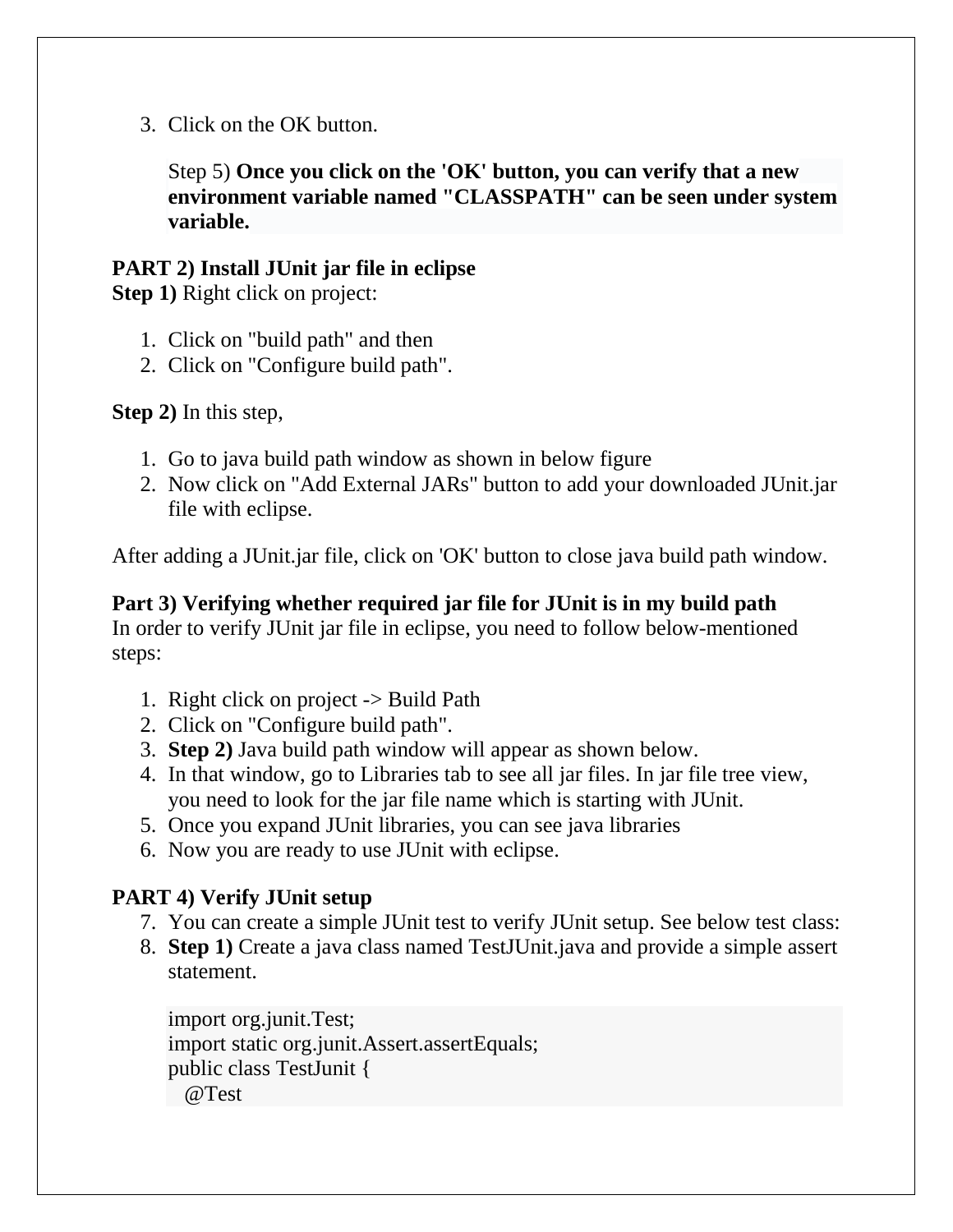3. Click on the OK button.

   Step 5) **Once you click on the 'OK' button, you can verify that a new environment variable named "CLASSPATH" can be seen under system variable.**

**PART 2) Install JUnit jar file in eclipse**
**Step 1)** Right click on project:

1. Click on "build path" and then
2. Click on "Configure build path".

**Step 2)** In this step,

1. Go to java build path window as shown in below figure
2. Now click on "Add External JARs" button to add your downloaded JUnit.jar file with eclipse.

After adding a JUnit.jar file, click on 'OK' button to close java build path window.

**Part 3) Verifying whether required jar file for JUnit is in my build path**
In order to verify JUnit jar file in eclipse, you need to follow below-mentioned steps:

1. Right click on project -> Build Path
2. Click on "Configure build path".
3. **Step 2)** Java build path window will appear as shown below.
4. In that window, go to Libraries tab to see all jar files. In jar file tree view, you need to look for the jar file name which is starting with JUnit.
5. Once you expand JUnit libraries, you can see java libraries
6. Now you are ready to use JUnit with eclipse.

**PART 4) Verify JUnit setup**

7. You can create a simple JUnit test to verify JUnit setup. See below test class:
8. **Step 1)** Create a java class named TestJUnit.java and provide a simple assert statement.

```
import org.junit.Test;
import static org.junit.Assert.assertEquals;
public class TestJunit {
  @Test
```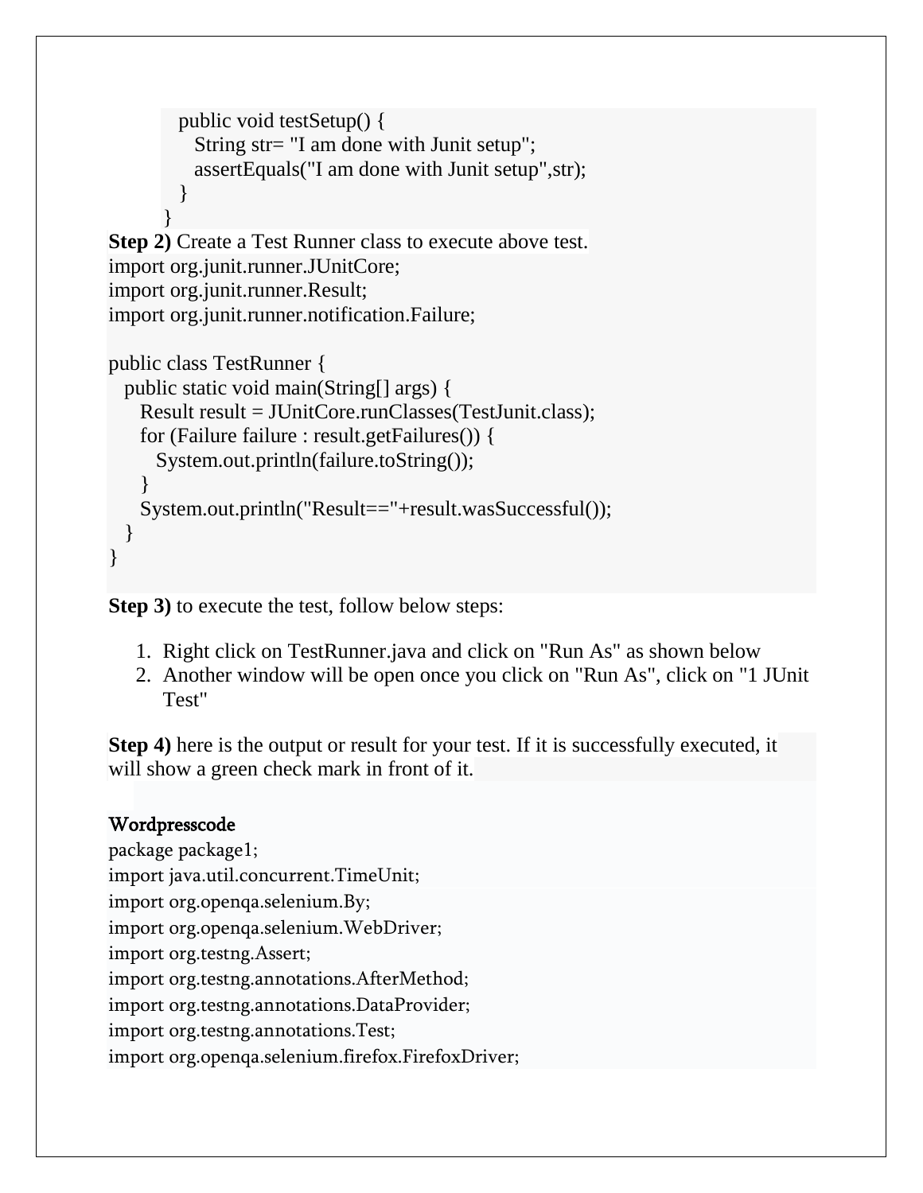```
    public void testSetup() {
        String str= "I am done with Junit setup";
        assertEquals("I am done with Junit setup",str);
    }
}
```

**Step 2)** Create a Test Runner class to execute above test.

```
import org.junit.runner.JUnitCore;
import org.junit.runner.Result;
import org.junit.runner.notification.Failure;

public class TestRunner {
  public static void main(String[] args) {
    Result result = JUnitCore.runClasses(TestJunit.class);
    for (Failure failure : result.getFailures()) {
      System.out.println(failure.toString());
    }
    System.out.println("Result=="+result.wasSuccessful());
  }
}
```

**Step 3)** to execute the test, follow below steps:

1. Right click on TestRunner.java and click on "Run As" as shown below
2. Another window will be open once you click on "Run As", click on "1 JUnit Test"

**Step 4)** here is the output or result for your test. If it is successfully executed, it will show a green check mark in front of it.

Wordpresscode

```
package package1;
import java.util.concurrent.TimeUnit;
import org.openqa.selenium.By;
import org.openqa.selenium.WebDriver;
import org.testng.Assert;
import org.testng.annotations.AfterMethod;
import org.testng.annotations.DataProvider;
import org.testng.annotations.Test;
import org.openqa.selenium.firefox.FirefoxDriver;
```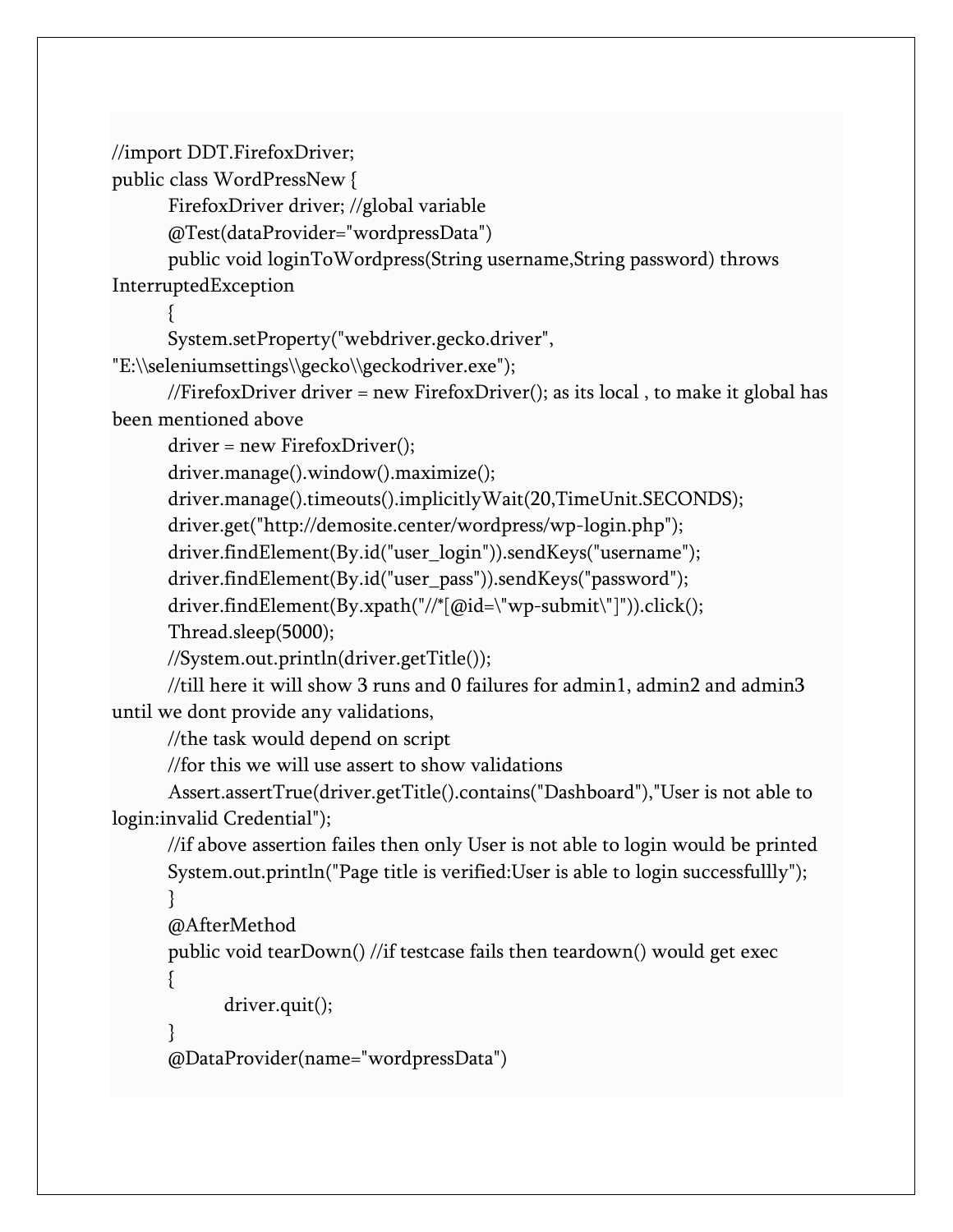```
//import DDT.FirefoxDriver;
public class WordPressNew {
	FirefoxDriver driver; //global variable
	@Test(dataProvider="wordpressData")
	public void loginToWordpress(String username,String password) throws InterruptedException
	{
	System.setProperty("webdriver.gecko.driver", "E:\\seleniumsettings\\gecko\\geckodriver.exe");
	//FirefoxDriver driver = new FirefoxDriver(); as its local , to make it global has been mentioned above
	driver = new FirefoxDriver();
	driver.manage().window().maximize();
	driver.manage().timeouts().implicitlyWait(20,TimeUnit.SECONDS);
	driver.get("http://demosite.center/wordpress/wp-login.php");
	driver.findElement(By.id("user_login")).sendKeys("username");
	driver.findElement(By.id("user_pass")).sendKeys("password");
	driver.findElement(By.xpath("//*[@id=\"wp-submit\"]")).click();
	Thread.sleep(5000);
	//System.out.println(driver.getTitle());
	//till here it will show 3 runs and 0 failures for admin1, admin2 and admin3 until we dont provide any validations,
	//the task would depend on script
	//for this we will use assert to show validations
	Assert.assertTrue(driver.getTitle().contains("Dashboard"),"User is not able to login:invalid Credential");
	//if above assertion failes then only User is not able to login would be printed
	System.out.println("Page title is verified:User is able to login successfullly");
	}
	@AfterMethod
	public void tearDown() //if testcase fails then teardown() would get exec
	{
		driver.quit();
	}
	@DataProvider(name="wordpressData")
```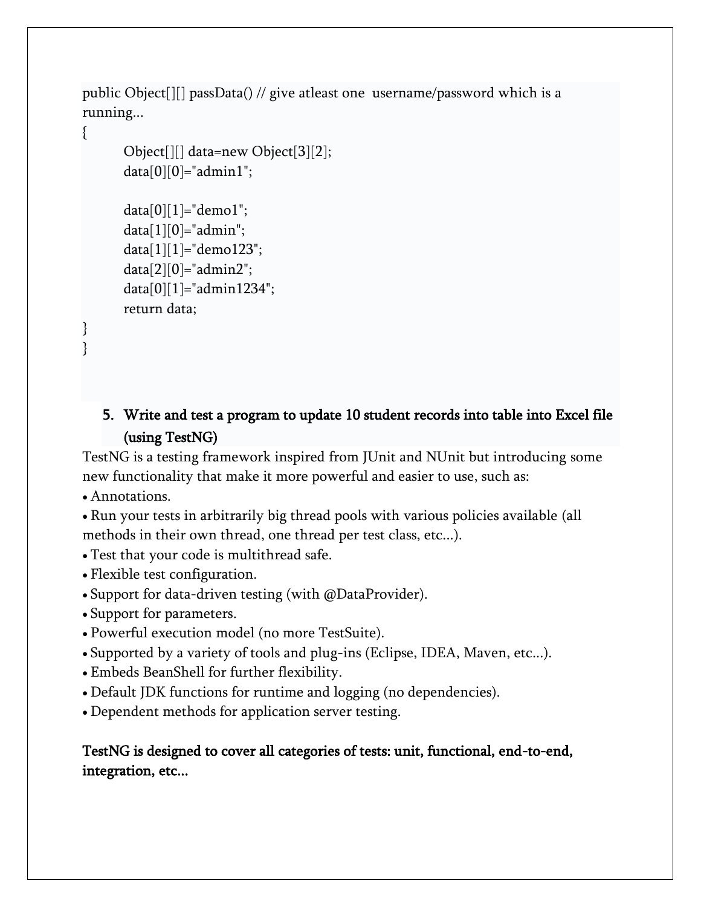```
public Object[][] passData() // give atleast one  username/password which is a running...
{
        Object[][] data=new Object[3][2];
        data[0][0]="admin1";

        data[0][1]="demo1";
        data[1][0]="admin";
        data[1][1]="demo123";
        data[2][0]="admin2";
        data[0][1]="admin1234";
        return data;
}
}
```

5. **Write and test a program to update 10 student records into table into Excel file (using TestNG)**

TestNG is a testing framework inspired from JUnit and NUnit but introducing some new functionality that make it more powerful and easier to use, such as:

- Annotations.
- Run your tests in arbitrarily big thread pools with various policies available (all methods in their own thread, one thread per test class, etc...).
- Test that your code is multithread safe.
- Flexible test configuration.
- Support for data-driven testing (with @DataProvider).
- Support for parameters.
- Powerful execution model (no more TestSuite).
- Supported by a variety of tools and plug-ins (Eclipse, IDEA, Maven, etc...).
- Embeds BeanShell for further flexibility.
- Default JDK functions for runtime and logging (no dependencies).
- Dependent methods for application server testing.

**TestNG is designed to cover all categories of tests: unit, functional, end-to-end, integration, etc...**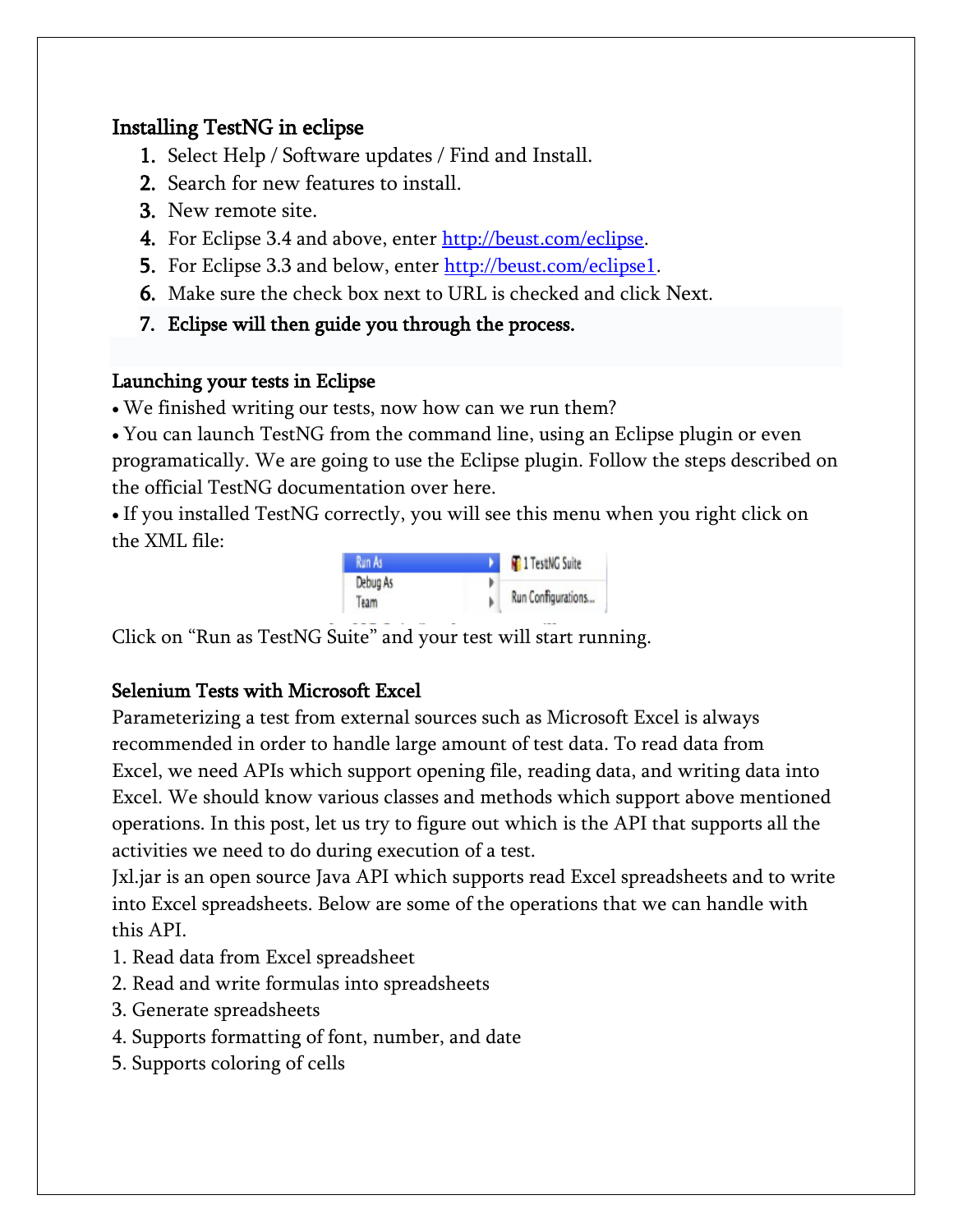## Installing TestNG in eclipse

1. Select Help / Software updates / Find and Install.
2. Search for new features to install.
3. New remote site.
4. For Eclipse 3.4 and above, enter http://beust.com/eclipse.
5. For Eclipse 3.3 and below, enter http://beust.com/eclipse1.
6. Make sure the check box next to URL is checked and click Next.
7. **Eclipse will then guide you through the process.**

## Launching your tests in Eclipse

• We finished writing our tests, now how can we run them?

• You can launch TestNG from the command line, using an Eclipse plugin or even programatically. We are going to use the Eclipse plugin. Follow the steps described on the official TestNG documentation over here.

• If you installed TestNG correctly, you will see this menu when you right click on the XML file:

Click on "Run as TestNG Suite" and your test will start running.

## Selenium Tests with Microsoft Excel

Parameterizing a test from external sources such as Microsoft Excel is always recommended in order to handle large amount of test data. To read data from Excel, we need APIs which support opening file, reading data, and writing data into Excel. We should know various classes and methods which support above mentioned operations. In this post, let us try to figure out which is the API that supports all the activities we need to do during execution of a test.

Jxl.jar is an open source Java API which supports read Excel spreadsheets and to write into Excel spreadsheets. Below are some of the operations that we can handle with this API.

1. Read data from Excel spreadsheet
2. Read and write formulas into spreadsheets
3. Generate spreadsheets
4. Supports formatting of font, number, and date
5. Supports coloring of cells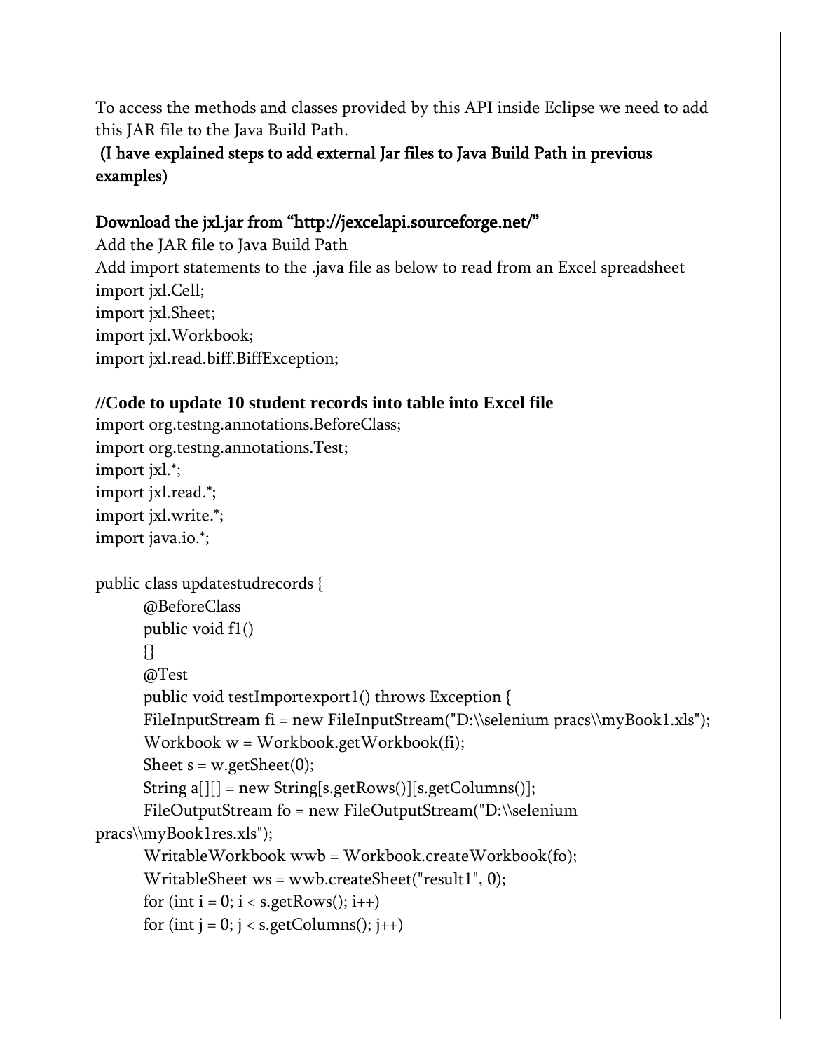To access the methods and classes provided by this API inside Eclipse we need to add this JAR file to the Java Build Path.

**(I have explained steps to add external Jar files to Java Build Path in previous examples)**

**Download the jxl.jar from "http://jexcelapi.sourceforge.net/"**

Add the JAR file to Java Build Path

Add import statements to the .java file as below to read from an Excel spreadsheet

```
import jxl.Cell;
import jxl.Sheet;
import jxl.Workbook;
import jxl.read.biff.BiffException;
```

**//Code to update 10 student records into table into Excel file**

```
import org.testng.annotations.BeforeClass;
import org.testng.annotations.Test;
import jxl.*;
import jxl.read.*;
import jxl.write.*;
import java.io.*;

public class updatestudrecords {
        @BeforeClass
        public void f1()
        {}
        @Test
        public void testImportexport1() throws Exception {
        FileInputStream fi = new FileInputStream("D:\\selenium pracs\\myBook1.xls");
        Workbook w = Workbook.getWorkbook(fi);
        Sheet s = w.getSheet(0);
        String a[][] = new String[s.getRows()][s.getColumns()];
        FileOutputStream fo = new FileOutputStream("D:\\selenium
pracs\\myBook1res.xls");
        WritableWorkbook wwb = Workbook.createWorkbook(fo);
        WritableSheet ws = wwb.createSheet("result1", 0);
        for (int i = 0; i < s.getRows(); i++)
        for (int j = 0; j < s.getColumns(); j++)
```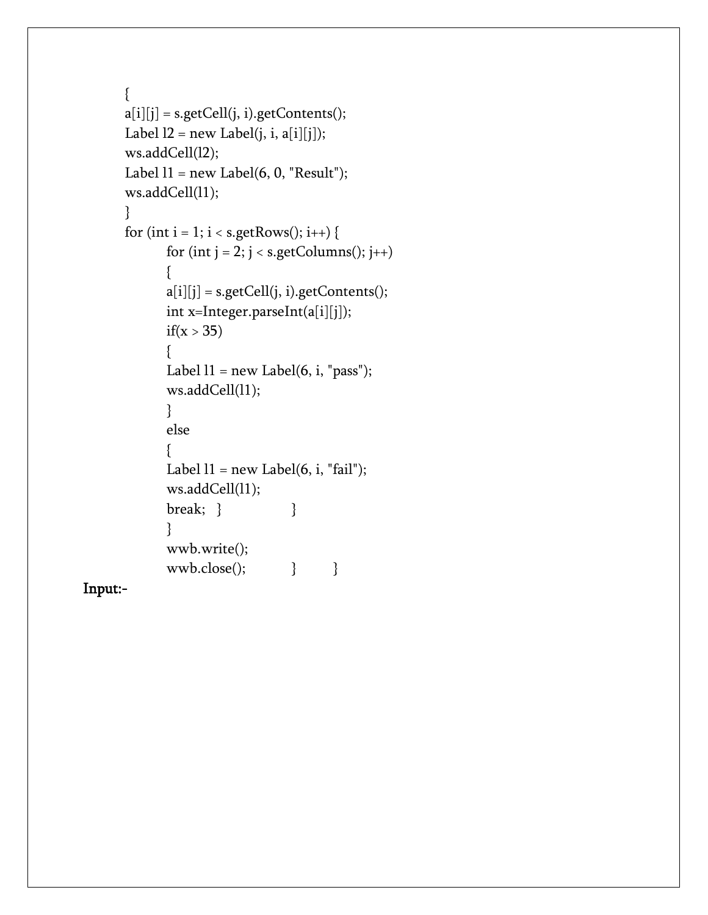```
{
a[i][j] = s.getCell(j, i).getContents();
Label l2 = new Label(j, i, a[i][j]);
ws.addCell(l2);
Label l1 = new Label(6, 0, "Result");
ws.addCell(l1);
}
for (int i = 1; i < s.getRows(); i++) {
        for (int j = 2; j < s.getColumns(); j++)
        {
        a[i][j] = s.getCell(j, i).getContents();
        int x=Integer.parseInt(a[i][j]);
        if(x > 35)
        {
        Label l1 = new Label(6, i, "pass");
        ws.addCell(l1);
        }
        else
        {
        Label l1 = new Label(6, i, "fail");
        ws.addCell(l1);
        break;   }                  }
        }
        wwb.write();
        wwb.close();           }         }
```

**Input:-**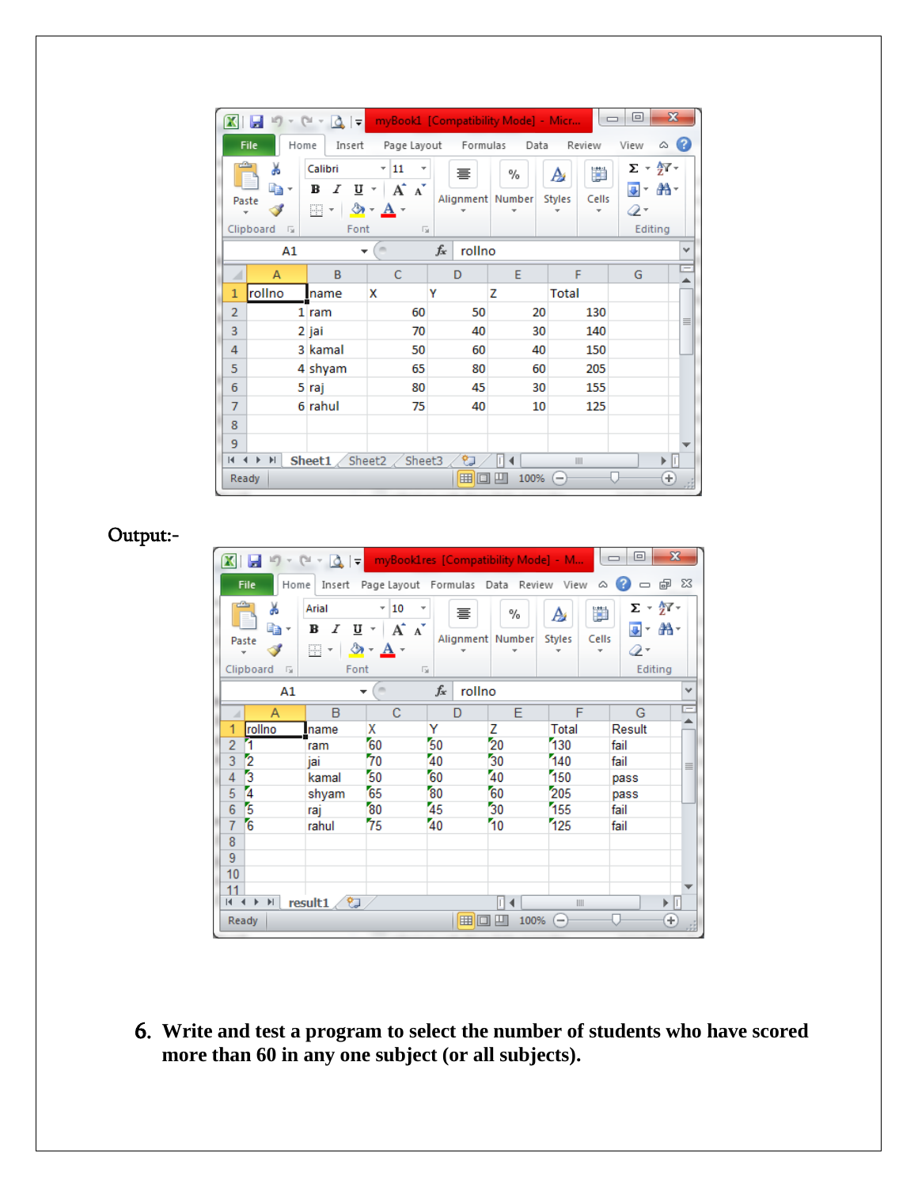| | A | B | C | D | E | F | G |
|---|---|---|---|---|---|---|---|
| 1 | rollno | name | X | Y | Z | Total | |
| 2 | 1 | ram | 60 | 50 | 20 | 130 | |
| 3 | 2 | jai | 70 | 40 | 30 | 140 | |
| 4 | 3 | kamal | 50 | 60 | 40 | 150 | |
| 5 | 4 | shyam | 65 | 80 | 60 | 205 | |
| 6 | 5 | raj | 80 | 45 | 30 | 155 | |
| 7 | 6 | rahul | 75 | 40 | 10 | 125 | |

**Output:-**

| | A | B | C | D | E | F | G |
|---|---|---|---|---|---|---|---|
| 1 | rollno | name | X | Y | Z | Total | Result |
| 2 | 1 | ram | 60 | 50 | 20 | 130 | fail |
| 3 | 2 | jai | 70 | 40 | 30 | 140 | fail |
| 4 | 3 | kamal | 50 | 60 | 40 | 150 | pass |
| 5 | 4 | shyam | 65 | 80 | 60 | 205 | pass |
| 6 | 5 | raj | 80 | 45 | 30 | 155 | fail |
| 7 | 6 | rahul | 75 | 40 | 10 | 125 | fail |

6. **Write and test a program to select the number of students who have scored more than 60 in any one subject (or all subjects).**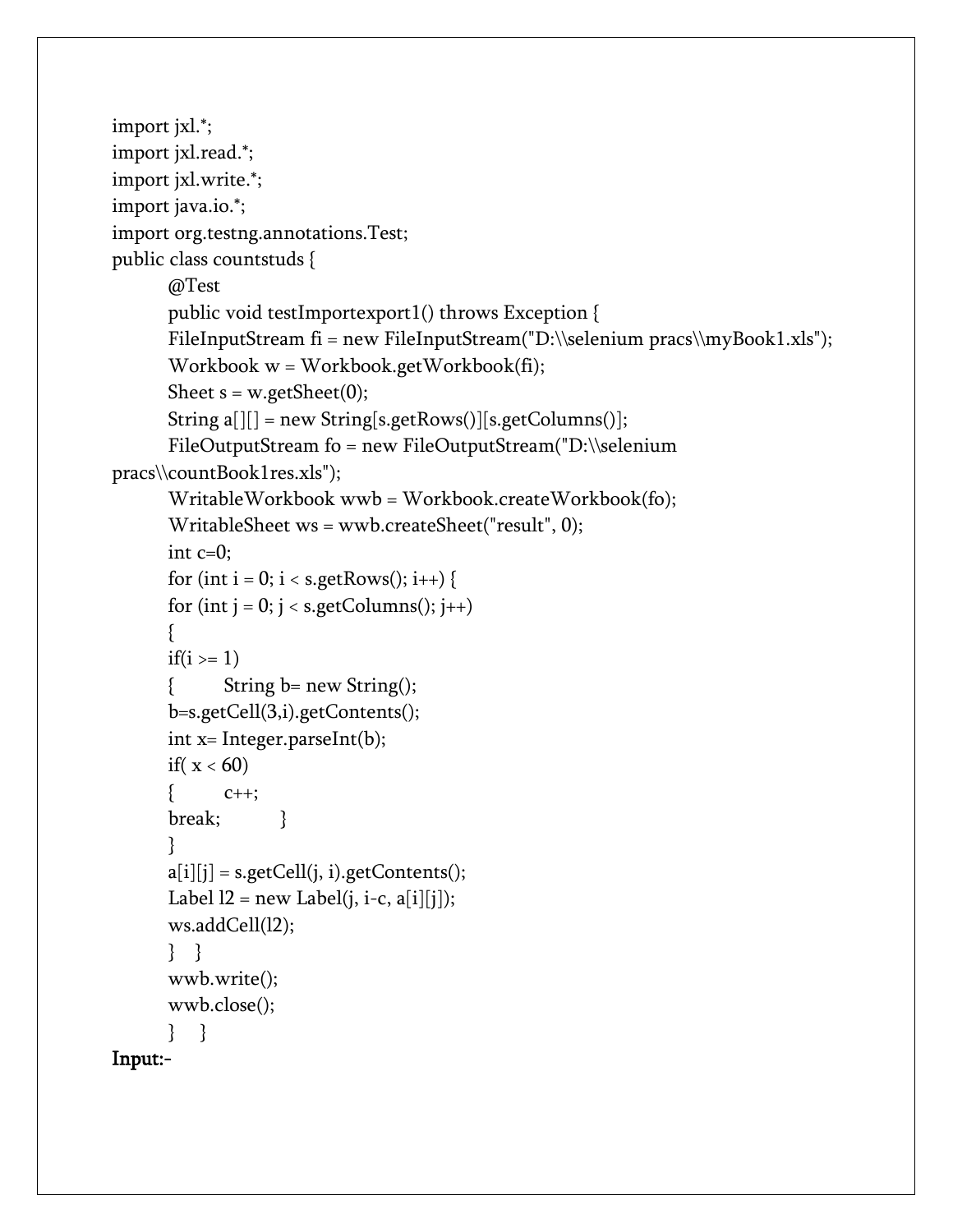```
import jxl.*;
import jxl.read.*;
import jxl.write.*;
import java.io.*;
import org.testng.annotations.Test;
public class countstuds {
	@Test
	public void testImportexport1() throws Exception {
	FileInputStream fi = new FileInputStream("D:\\selenium pracs\\myBook1.xls");
	Workbook w = Workbook.getWorkbook(fi);
	Sheet s = w.getSheet(0);
	String a[][] = new String[s.getRows()][s.getColumns()];
	FileOutputStream fo = new FileOutputStream("D:\\selenium
pracs\\countBook1res.xls");
	WritableWorkbook wwb = Workbook.createWorkbook(fo);
	WritableSheet ws = wwb.createSheet("result", 0);
	int c=0;
	for (int i = 0; i < s.getRows(); i++) {
	for (int j = 0; j < s.getColumns(); j++)
	{
	if(i >= 1)
	{	String b= new String();
	b=s.getCell(3,i).getContents();
	int x= Integer.parseInt(b);
	if( x < 60)
	{	c++;
	break;		}
	}
	a[i][j] = s.getCell(j, i).getContents();
	Label l2 = new Label(j, i-c, a[i][j]);
	ws.addCell(l2);
	}   }
	wwb.write();
	wwb.close();
	}    }
```

**Input:-**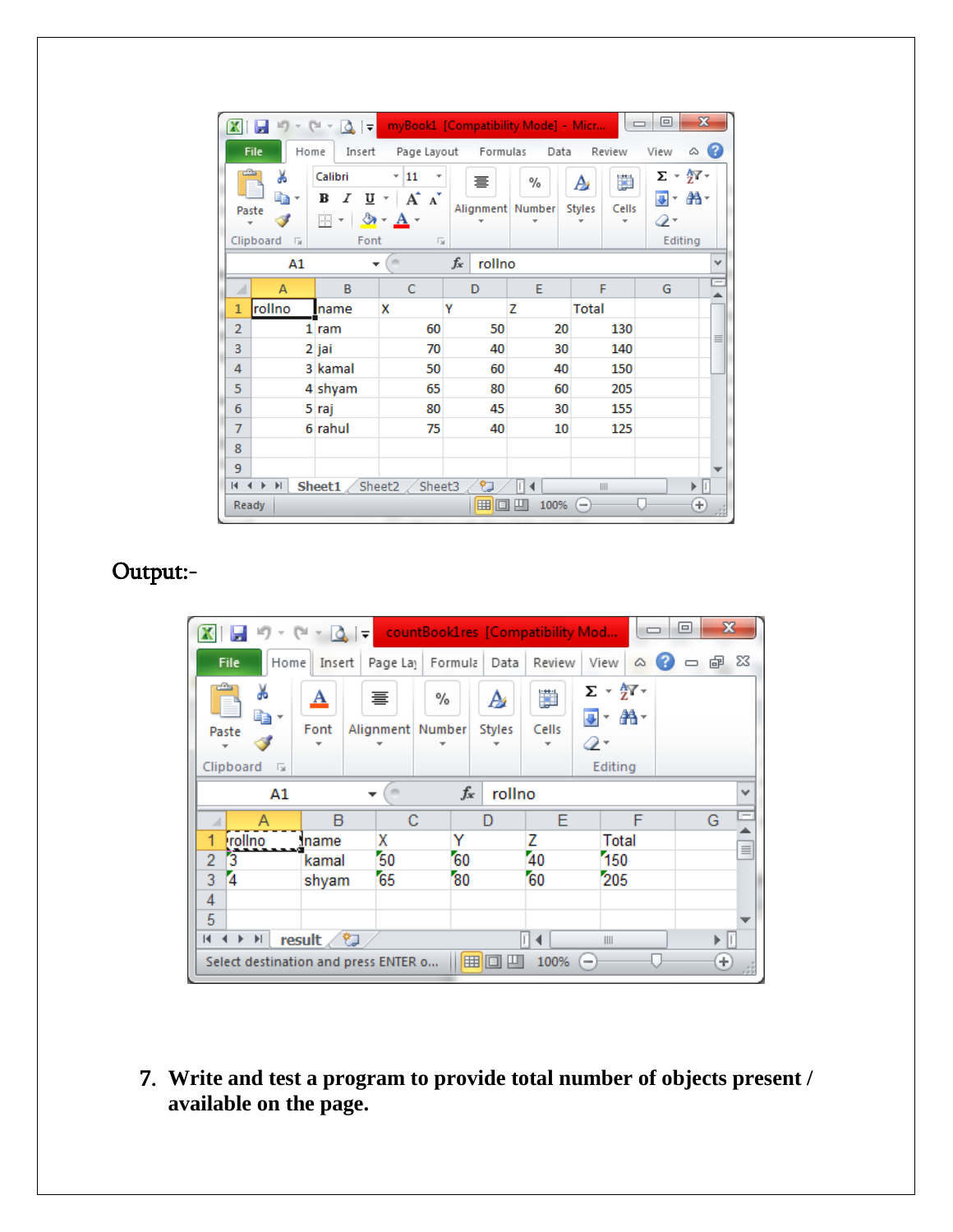| rollno | name | X | Y | Z | Total |
|---|---|---|---|---|---|
| 1 | ram | 60 | 50 | 20 | 130 |
| 2 | jai | 70 | 40 | 30 | 140 |
| 3 | kamal | 50 | 60 | 40 | 150 |
| 4 | shyam | 65 | 80 | 60 | 205 |
| 5 | raj | 80 | 45 | 30 | 155 |
| 6 | rahul | 75 | 40 | 10 | 125 |

Output:-

| rollno | name | X | Y | Z | Total |
|---|---|---|---|---|---|
| 3 | kamal | 50 | 60 | 40 | 150 |
| 4 | shyam | 65 | 80 | 60 | 205 |

7. **Write and test a program to provide total number of objects present / available on the page.**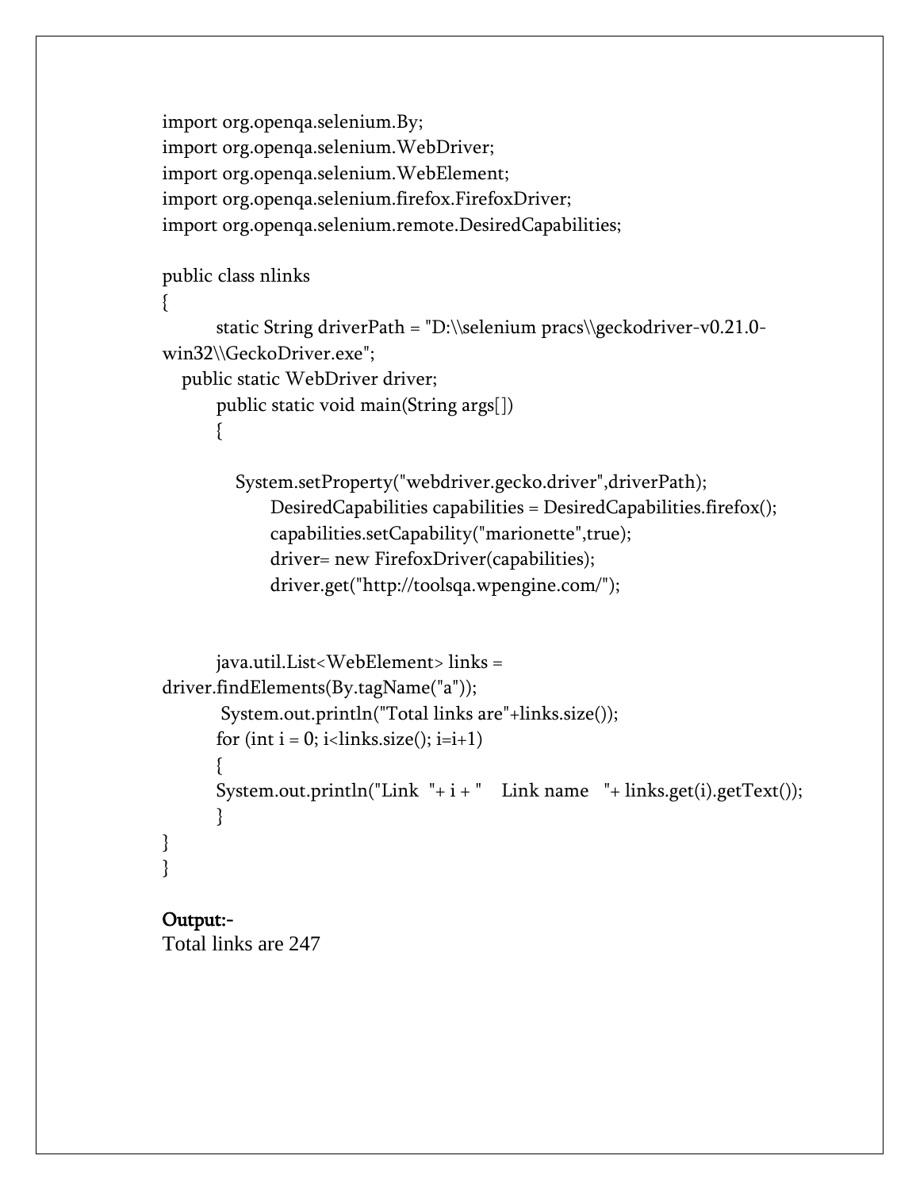```java
import org.openqa.selenium.By;
import org.openqa.selenium.WebDriver;
import org.openqa.selenium.WebElement;
import org.openqa.selenium.firefox.FirefoxDriver;
import org.openqa.selenium.remote.DesiredCapabilities;

public class nlinks
{
        static String driverPath = "D:\\selenium pracs\\geckodriver-v0.21.0-
win32\\GeckoDriver.exe";
    public static WebDriver driver;
        public static void main(String args[])
        {

            System.setProperty("webdriver.gecko.driver",driverPath);
                DesiredCapabilities capabilities = DesiredCapabilities.firefox();
                capabilities.setCapability("marionette",true);
                driver= new FirefoxDriver(capabilities);
                driver.get("http://toolsqa.wpengine.com/");


        java.util.List<WebElement> links =
driver.findElements(By.tagName("a"));
         System.out.println("Total links are"+links.size());
        for (int i = 0; i<links.size(); i=i+1)
        {
        System.out.println("Link  "+ i + "    Link name   "+ links.get(i).getText());
        }
}
}
```

**Output:-**

Total links are 247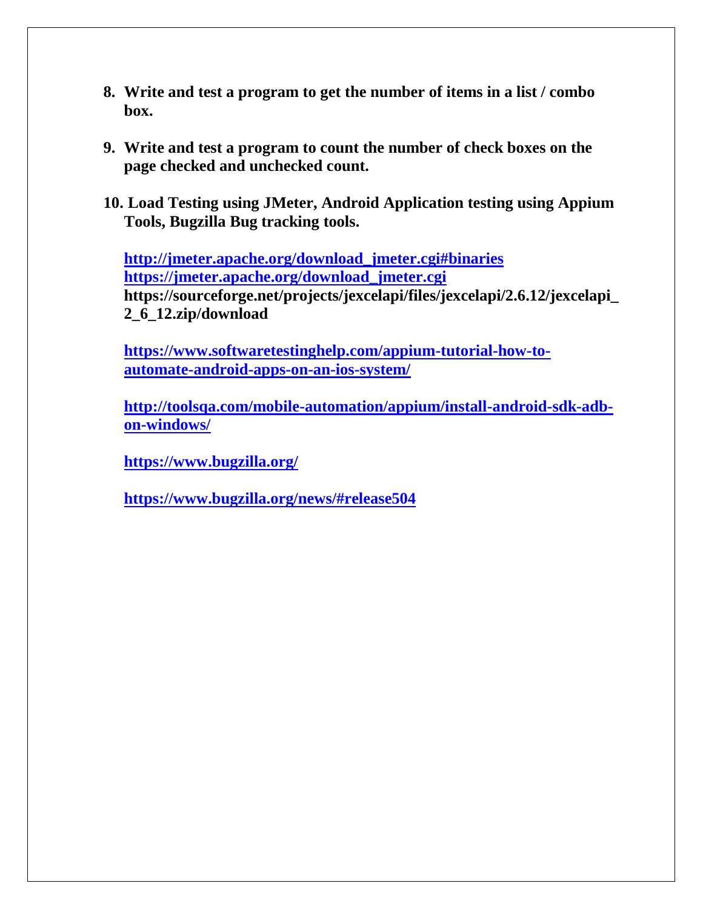8. **Write and test a program to get the number of items in a list / combo box.**

9. **Write and test a program to count the number of check boxes on the page checked and unchecked count.**

10. **Load Testing using JMeter, Android Application testing using Appium Tools, Bugzilla Bug tracking tools.**

    **http://jmeter.apache.org/download_jmeter.cgi#binaries**
    **https://jmeter.apache.org/download_jmeter.cgi**
    **https://sourceforge.net/projects/jexcelapi/files/jexcelapi/2.6.12/jexcelapi_2_6_12.zip/download**

    **https://www.softwaretestinghelp.com/appium-tutorial-how-to-automate-android-apps-on-an-ios-system/**

    **http://toolsqa.com/mobile-automation/appium/install-android-sdk-adb-on-windows/**

    **https://www.bugzilla.org/**

    **https://www.bugzilla.org/news/#release504**